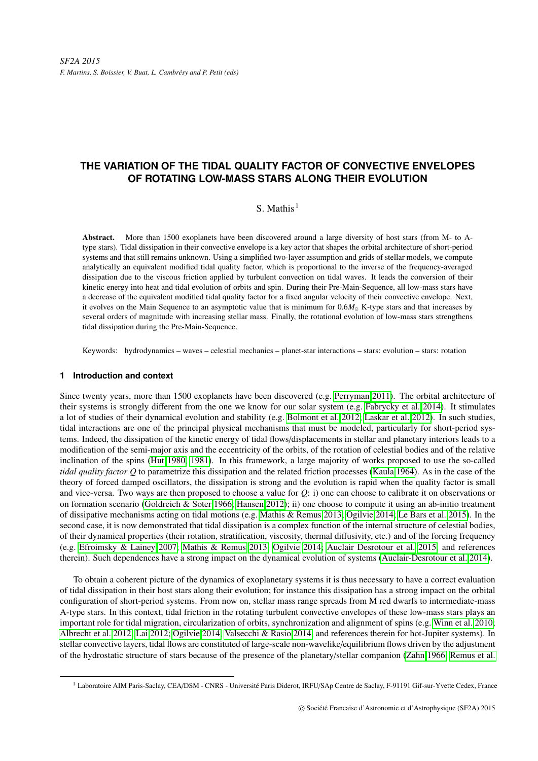*SF2A 2015*
*F. Martins, S. Boissier, V. Buat, L. Cambrésy and P. Petit (eds)*

# THE VARIATION OF THE TIDAL QUALITY FACTOR OF CONVECTIVE ENVELOPES OF ROTATING LOW-MASS STARS ALONG THEIR EVOLUTION

S. Mathis[1]

**Abstract.** More than 1500 exoplanets have been discovered around a large diversity of host stars (from M- to A-type stars). Tidal dissipation in their convective envelope is a key actor that shapes the orbital architecture of short-period systems and that still remains unknown. Using a simplified two-layer assumption and grids of stellar models, we compute analytically an equivalent modified tidal quality factor, which is proportional to the inverse of the frequency-averaged dissipation due to the viscous friction applied by turbulent convection on tidal waves. It leads the conversion of their kinetic energy into heat and tidal evolution of orbits and spin. During their Pre-Main-Sequence, all low-mass stars have a decrease of the equivalent modified tidal quality factor for a fixed angular velocity of their convective envelope. Next, it evolves on the Main Sequence to an asymptotic value that is minimum for $0.6M_{\odot}$ K-type stars and that increases by several orders of magnitude with increasing stellar mass. Finally, the rotational evolution of low-mass stars strengthens tidal dissipation during the Pre-Main-Sequence.

Keywords: hydrodynamics – waves – celestial mechanics – planet-star interactions – stars: evolution – stars: rotation

## 1 Introduction and context

Since twenty years, more than 1500 exoplanets have been discovered (e.g. Perryman 2011). The orbital architecture of their systems is strongly different from the one we know for our solar system (e.g. Fabrycky et al. 2014). It stimulates a lot of studies of their dynamical evolution and stability (e.g. Bolmont et al. 2012; Laskar et al. 2012). In such studies, tidal interactions are one of the principal physical mechanisms that must be modeled, particularly for short-period systems. Indeed, the dissipation of the kinetic energy of tidal flows/displacements in stellar and planetary interiors leads to a modification of the semi-major axis and the eccentricity of the orbits, of the rotation of celestial bodies and of the relative inclination of the spins (Hut 1980, 1981). In this framework, a large majority of works proposed to use the so-called *tidal quality factor* $Q$ to parametrize this dissipation and the related friction processes (Kaula 1964). As in the case of the theory of forced damped oscillators, the dissipation is strong and the evolution is rapid when the quality factor is small and vice-versa. Two ways are then proposed to choose a value for $Q$: i) one can choose to calibrate it on observations or on formation scenario (Goldreich & Soter 1966; Hansen 2012); ii) one choose to compute it using an ab-initio treatment of dissipative mechanisms acting on tidal motions (e.g. Mathis & Remus 2013; Ogilvie 2014; Le Bars et al. 2015). In the second case, it is now demonstrated that tidal dissipation is a complex function of the internal structure of celestial bodies, of their dynamical properties (their rotation, stratification, viscosity, thermal diffusivity, etc.) and of the forcing frequency (e.g. Efroimsky & Lainey 2007; Mathis & Remus 2013; Ogilvie 2014; Auclair Desrotour et al. 2015, and references therein). Such dependences have a strong impact on the dynamical evolution of systems (Auclair-Desrotour et al. 2014).

To obtain a coherent picture of the dynamics of exoplanetary systems it is thus necessary to have a correct evaluation of tidal dissipation in their host stars along their evolution; for instance this dissipation has a strong impact on the orbital configuration of short-period systems. From now on, stellar mass range spreads from M red dwarfs to intermediate-mass A-type stars. In this context, tidal friction in the rotating turbulent convective envelopes of these low-mass stars plays an important role for tidal migration, circularization of orbits, synchronization and alignment of spins (e.g. Winn et al. 2010; Albrecht et al. 2012; Lai 2012; Ogilvie 2014; Valsecchi & Rasio 2014, and references therein for hot-Jupiter systems). In stellar convective layers, tidal flows are constituted of large-scale non-wavelike/equilibrium flows driven by the adjustment of the hydrostatic structure of stars because of the presence of the planetary/stellar companion (Zahn 1966; Remus et al.

[1] Laboratoire AIM Paris-Saclay, CEA/DSM - CNRS - Université Paris Diderot, IRFU/SAp Centre de Saclay, F-91191 Gif-sur-Yvette Cedex, France

© Société Francaise d'Astronomie et d'Astrophysique (SF2A) 2015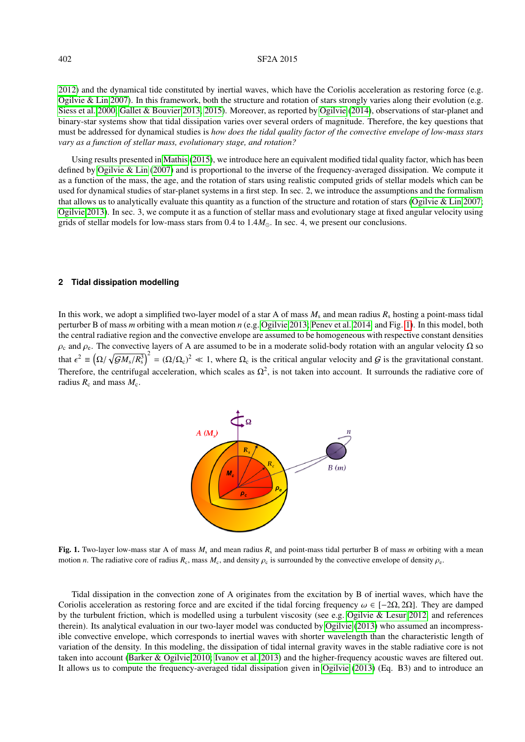2012) and the dynamical tide constituted by inertial waves, which have the Coriolis acceleration as restoring force (e.g. Ogilvie & Lin 2007). In this framework, both the structure and rotation of stars strongly varies along their evolution (e.g. Siess et al. 2000; Gallet & Bouvier 2013, 2015). Moreover, as reported by Ogilvie (2014), observations of star-planet and binary-star systems show that tidal dissipation varies over several orders of magnitude. Therefore, the key questions that must be addressed for dynamical studies is *how does the tidal quality factor of the convective envelope of low-mass stars vary as a function of stellar mass, evolutionary stage, and rotation?*

Using results presented in Mathis (2015), we introduce here an equivalent modified tidal quality factor, which has been defined by Ogilvie & Lin (2007) and is proportional to the inverse of the frequency-averaged dissipation. We compute it as a function of the mass, the age, and the rotation of stars using realistic computed grids of stellar models which can be used for dynamical studies of star-planet systems in a first step. In sec. 2, we introduce the assumptions and the formalism that allows us to analytically evaluate this quantity as a function of the structure and rotation of stars (Ogilvie & Lin 2007; Ogilvie 2013). In sec. 3, we compute it as a function of stellar mass and evolutionary stage at fixed angular velocity using grids of stellar models for low-mass stars from 0.4 to $1.4 M_{\odot}$. In sec. 4, we present our conclusions.

## 2 Tidal dissipation modelling

In this work, we adopt a simplified two-layer model of a star A of mass $M_{\rm s}$ and mean radius $R_{\rm s}$ hosting a point-mass tidal perturber B of mass $m$ orbiting with a mean motion $n$ (e.g. Ogilvie 2013; Penev et al. 2014, and Fig. 1). In this model, both the central radiative region and the convective envelope are assumed to be homogeneous with respective constant densities $\rho_{\rm c}$ and $\rho_{\rm e}$. The convective layers of A are assumed to be in a moderate solid-body rotation with an angular velocity $\Omega$ so that $\epsilon^2 \equiv \left(\Omega/\sqrt{\mathcal{G}M_{\rm s}/R_{\rm s}^3}\right)^2 = (\Omega/\Omega_{\rm c})^2 \ll 1$, where $\Omega_{\rm c}$ is the critical angular velocity and $\mathcal{G}$ is the gravitational constant. Therefore, the centrifugal acceleration, which scales as $\Omega^2$, is not taken into account. It surrounds the radiative core of radius $R_{\rm c}$ and mass $M_{\rm c}$.

**Fig. 1.** Two-layer low-mass star A of mass $M_{\rm s}$ and mean radius $R_{\rm s}$ and point-mass tidal perturber B of mass $m$ orbiting with a mean motion $n$. The radiative core of radius $R_{\rm c}$, mass $M_{\rm c}$, and density $\rho_{\rm c}$ is surrounded by the convective envelope of density $\rho_{\rm e}$.

Tidal dissipation in the convection zone of A originates from the excitation by B of inertial waves, which have the Coriolis acceleration as restoring force and are excited if the tidal forcing frequency $\omega \in [-2\Omega, 2\Omega]$. They are damped by the turbulent friction, which is modelled using a turbulent viscosity (see e.g. Ogilvie & Lesur 2012, and references therein). Its analytical evaluation in our two-layer model was conducted by Ogilvie (2013) who assumed an incompressible convective envelope, which corresponds to inertial waves with shorter wavelength than the characteristic length of variation of the density. In this modeling, the dissipation of tidal internal gravity waves in the stable radiative core is not taken into account (Barker & Ogilvie 2010; Ivanov et al. 2013) and the higher-frequency acoustic waves are filtered out. It allows us to compute the frequency-averaged tidal dissipation given in Ogilvie (2013) (Eq. B3) and to introduce an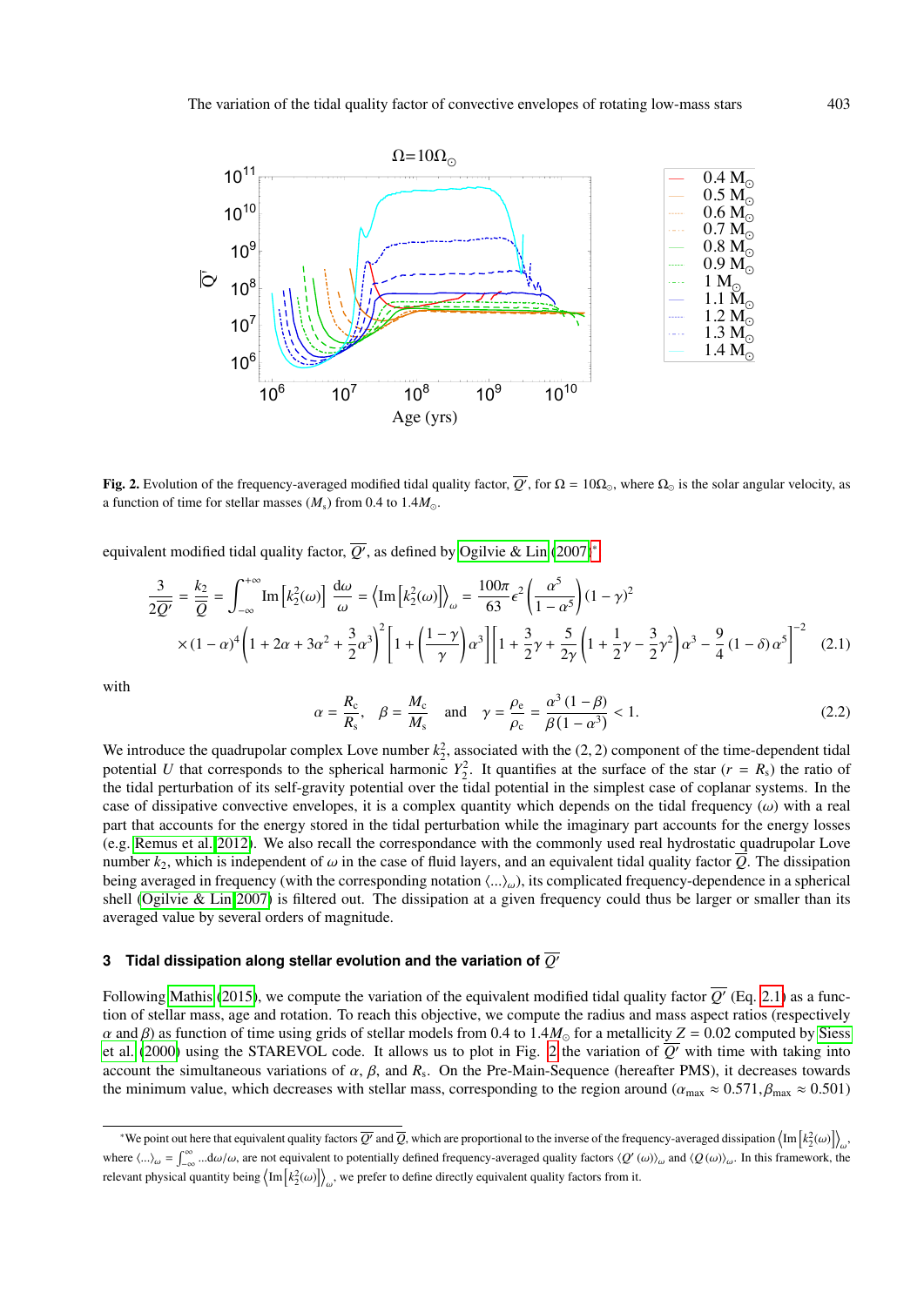**Fig. 2.** Evolution of the frequency-averaged modified tidal quality factor, $\overline{Q'}$, for $\Omega = 10\Omega_{\odot}$, where $\Omega_{\odot}$ is the solar angular velocity, as a function of time for stellar masses ($M_s$) from 0.4 to $1.4M_{\odot}$.

equivalent modified tidal quality factor, $\overline{Q'}$, as defined by Ogilvie & Lin (2007)*

$$\frac{3}{2\overline{Q'}} = \frac{k_2}{\overline{Q}} = \int_{-\infty}^{+\infty} \text{Im}\left[k_2^2(\omega)\right] \frac{\text{d}\omega}{\omega} = \left\langle \text{Im}\left[k_2^2(\omega)\right]\right\rangle_{\omega} = \frac{100\pi}{63}\epsilon^2 \left(\frac{\alpha^5}{1-\alpha^5}\right)(1-\gamma)^2$$
$$\times (1-\alpha)^4 \left(1 + 2\alpha + 3\alpha^2 + \frac{3}{2}\alpha^3\right)^2 \left[1 + \left(\frac{1-\gamma}{\gamma}\right)\alpha^3\right] \left[1 + \frac{3}{2}\gamma + \frac{5}{2\gamma}\left(1 + \frac{1}{2}\gamma - \frac{3}{2}\gamma^2\right)\alpha^3 - \frac{9}{4}(1-\delta)\alpha^5\right]^{-2} \quad (2.1)$$

with

$$\alpha = \frac{R_c}{R_s}, \quad \beta = \frac{M_c}{M_s} \quad \text{and} \quad \gamma = \frac{\rho_e}{\rho_c} = \frac{\alpha^3(1-\beta)}{\beta(1-\alpha^3)} < 1. \quad (2.2)$$

We introduce the quadrupolar complex Love number $k_2^2$, associated with the (2, 2) component of the time-dependent tidal potential $U$ that corresponds to the spherical harmonic $Y_2^2$. It quantifies at the surface of the star ($r = R_s$) the ratio of the tidal perturbation of its self-gravity potential over the tidal potential in the simplest case of coplanar systems. In the case of dissipative convective envelopes, it is a complex quantity which depends on the tidal frequency ($\omega$) with a real part that accounts for the energy stored in the tidal perturbation while the imaginary part accounts for the energy losses (e.g. Remus et al. 2012). We also recall the correspondance with the commonly used real hydrostatic quadrupolar Love number $k_2$, which is independent of $\omega$ in the case of fluid layers, and an equivalent tidal quality factor $\overline{Q}$. The dissipation being averaged in frequency (with the corresponding notation $\langle ... \rangle_{\omega}$), its complicated frequency-dependence in a spherical shell (Ogilvie & Lin 2007) is filtered out. The dissipation at a given frequency could thus be larger or smaller than its averaged value by several orders of magnitude.

## 3 Tidal dissipation along stellar evolution and the variation of $\overline{Q'}$

Following Mathis (2015), we compute the variation of the equivalent modified tidal quality factor $\overline{Q'}$ (Eq. 2.1) as a function of stellar mass, age and rotation. To reach this objective, we compute the radius and mass aspect ratios (respectively $\alpha$ and $\beta$) as function of time using grids of stellar models from 0.4 to $1.4M_{\odot}$ for a metallicity $Z = 0.02$ computed by Siess et al. (2000) using the STAREVOL code. It allows us to plot in Fig. 2 the variation of $\overline{Q'}$ with time with taking into account the simultaneous variations of $\alpha$, $\beta$, and $R_s$. On the Pre-Main-Sequence (hereafter PMS), it decreases towards the minimum value, which decreases with stellar mass, corresponding to the region around ($\alpha_{\max} \approx 0.571, \beta_{\max} \approx 0.501$)

*We point out here that equivalent quality factors $\overline{Q'}$ and $\overline{Q}$, which are proportional to the inverse of the frequency-averaged dissipation $\left\langle \text{Im}\left[k_2^2(\omega)\right]\right\rangle_{\omega}$, where $\langle ... \rangle_{\omega} = \int_{-\infty}^{\infty} ... \text{d}\omega/\omega$, are not equivalent to potentially defined frequency-averaged quality factors $\langle Q'(\omega)\rangle_{\omega}$ and $\langle Q(\omega)\rangle_{\omega}$. In this framework, the relevant physical quantity being $\left\langle \text{Im}\left[k_2^2(\omega)\right]\right\rangle_{\omega}$, we prefer to define directly equivalent quality factors from it.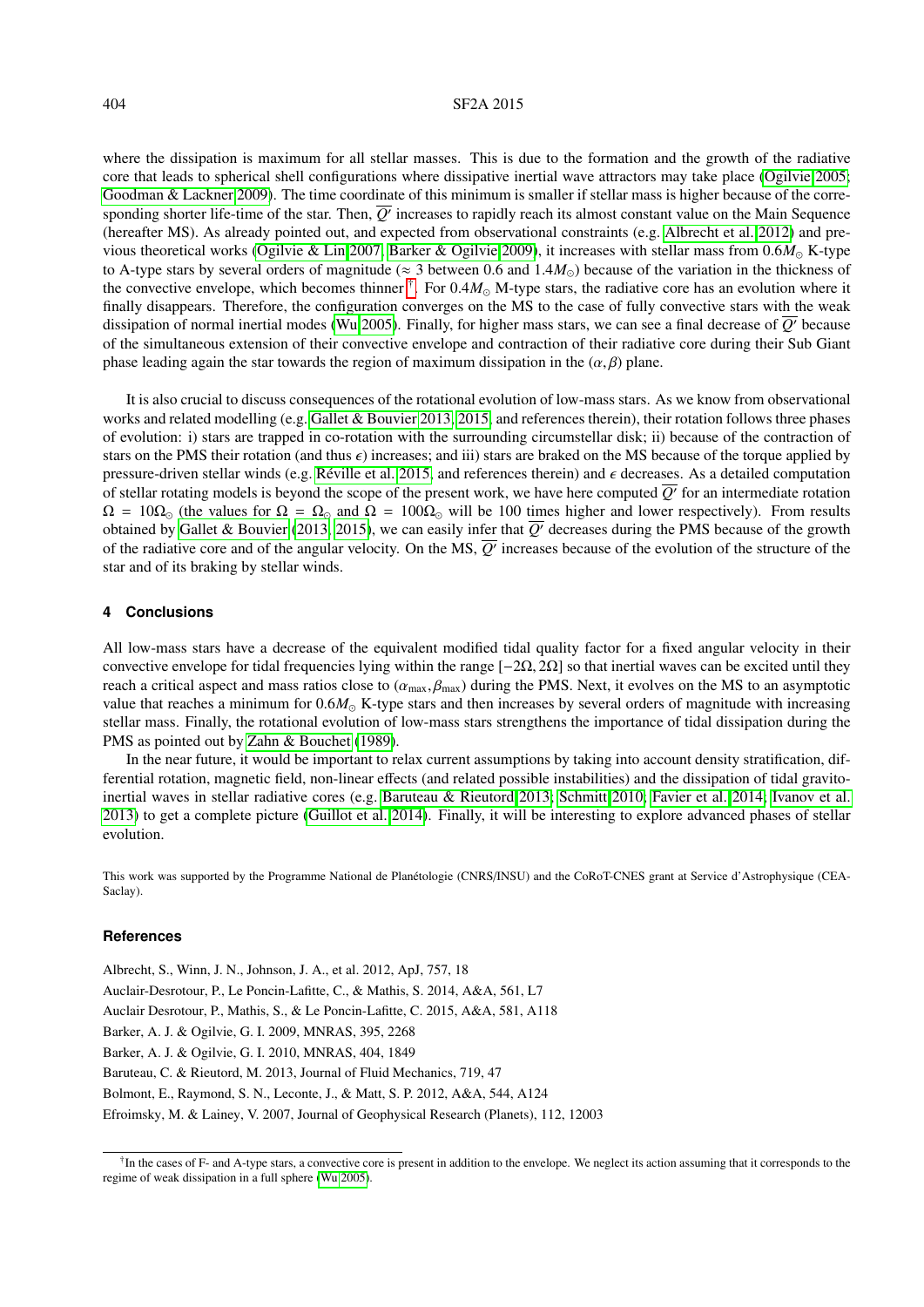where the dissipation is maximum for all stellar masses. This is due to the formation and the growth of the radiative core that leads to spherical shell configurations where dissipative inertial wave attractors may take place (Ogilvie 2005; Goodman & Lackner 2009). The time coordinate of this minimum is smaller if stellar mass is higher because of the corresponding shorter life-time of the star. Then, $\overline{Q'}$ increases to rapidly reach its almost constant value on the Main Sequence (hereafter MS). As already pointed out, and expected from observational constraints (e.g. Albrecht et al. 2012) and previous theoretical works (Ogilvie & Lin 2007; Barker & Ogilvie 2009), it increases with stellar mass from $0.6 M_{\odot}$ K-type to A-type stars by several orders of magnitude ($\approx 3$ between 0.6 and $1.4 M_{\odot}$) because of the variation in the thickness of the convective envelope, which becomes thinner[†]. For $0.4 M_{\odot}$ M-type stars, the radiative core has an evolution where it finally disappears. Therefore, the configuration converges on the MS to the case of fully convective stars with the weak dissipation of normal inertial modes (Wu 2005). Finally, for higher mass stars, we can see a final decrease of $\overline{Q'}$ because of the simultaneous extension of their convective envelope and contraction of their radiative core during their Sub Giant phase leading again the star towards the region of maximum dissipation in the $(\alpha, \beta)$ plane.

It is also crucial to discuss consequences of the rotational evolution of low-mass stars. As we know from observational works and related modelling (e.g. Gallet & Bouvier 2013, 2015, and references therein), their rotation follows three phases of evolution: i) stars are trapped in co-rotation with the surrounding circumstellar disk; ii) because of the contraction of stars on the PMS their rotation (and thus $\epsilon$) increases; and iii) stars are braked on the MS because of the torque applied by pressure-driven stellar winds (e.g. Réville et al. 2015, and references therein) and $\epsilon$ decreases. As a detailed computation of stellar rotating models is beyond the scope of the present work, we have here computed $\overline{Q'}$ for an intermediate rotation $\Omega = 10\Omega_{\odot}$ (the values for $\Omega = \Omega_{\odot}$ and $\Omega = 100\Omega_{\odot}$ will be 100 times higher and lower respectively). From results obtained by Gallet & Bouvier (2013, 2015), we can easily infer that $\overline{Q'}$ decreases during the PMS because of the growth of the radiative core and of the angular velocity. On the MS, $\overline{Q'}$ increases because of the evolution of the structure of the star and of its braking by stellar winds.

## 4 Conclusions

All low-mass stars have a decrease of the equivalent modified tidal quality factor for a fixed angular velocity in their convective envelope for tidal frequencies lying within the range $[-2\Omega, 2\Omega]$ so that inertial waves can be excited until they reach a critical aspect and mass ratios close to $(\alpha_{\max}, \beta_{\max})$ during the PMS. Next, it evolves on the MS to an asymptotic value that reaches a minimum for $0.6 M_{\odot}$ K-type stars and then increases by several orders of magnitude with increasing stellar mass. Finally, the rotational evolution of low-mass stars strengthens the importance of tidal dissipation during the PMS as pointed out by Zahn & Bouchet (1989).

In the near future, it would be important to relax current assumptions by taking into account density stratification, differential rotation, magnetic field, non-linear effects (and related possible instabilities) and the dissipation of tidal gravito-inertial waves in stellar radiative cores (e.g. Baruteau & Rieutord 2013; Schmitt 2010; Favier et al. 2014; Ivanov et al. 2013) to get a complete picture (Guillot et al. 2014). Finally, it will be interesting to explore advanced phases of stellar evolution.

This work was supported by the Programme National de Planétologie (CNRS/INSU) and the CoRoT-CNES grant at Service d'Astrophysique (CEA-Saclay).

## References

Albrecht, S., Winn, J. N., Johnson, J. A., et al. 2012, ApJ, 757, 18

Auclair-Desrotour, P., Le Poncin-Lafitte, C., & Mathis, S. 2014, A&A, 561, L7

Auclair Desrotour, P., Mathis, S., & Le Poncin-Lafitte, C. 2015, A&A, 581, A118

Barker, A. J. & Ogilvie, G. I. 2009, MNRAS, 395, 2268

Barker, A. J. & Ogilvie, G. I. 2010, MNRAS, 404, 1849

Baruteau, C. & Rieutord, M. 2013, Journal of Fluid Mechanics, 719, 47

Bolmont, E., Raymond, S. N., Leconte, J., & Matt, S. P. 2012, A&A, 544, A124

Efroimsky, M. & Lainey, V. 2007, Journal of Geophysical Research (Planets), 112, 12003

[†] In the cases of F- and A-type stars, a convective core is present in addition to the envelope. We neglect its action assuming that it corresponds to the regime of weak dissipation in a full sphere (Wu 2005).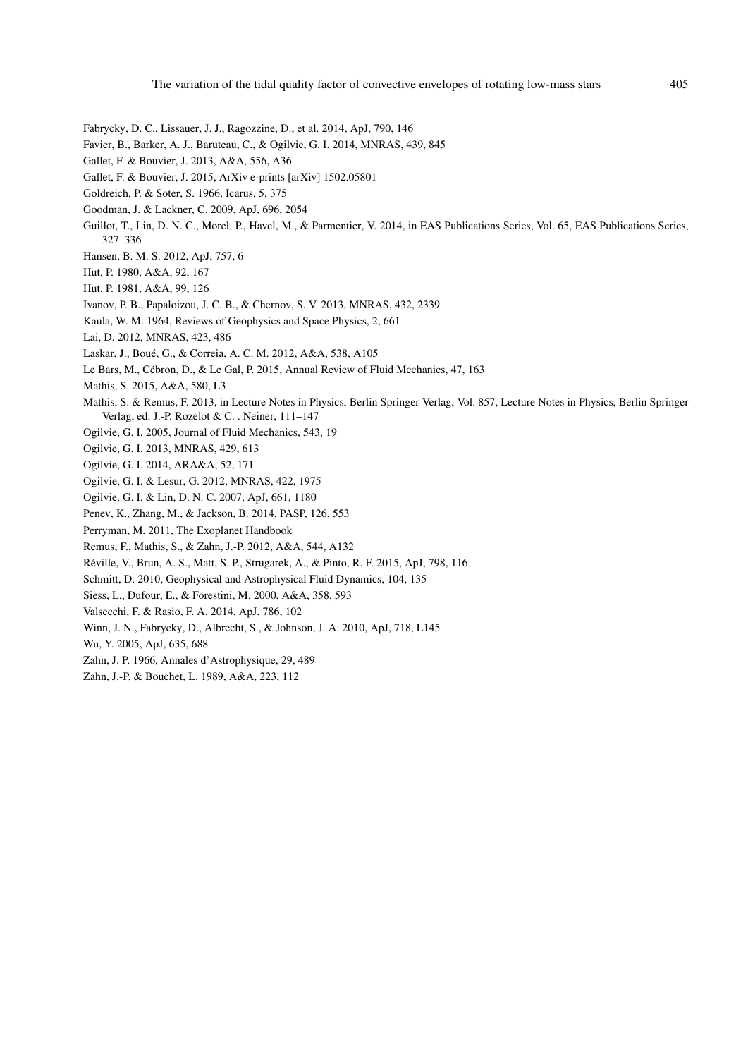Fabrycky, D. C., Lissauer, J. J., Ragozzine, D., et al. 2014, ApJ, 790, 146

Favier, B., Barker, A. J., Baruteau, C., & Ogilvie, G. I. 2014, MNRAS, 439, 845

Gallet, F. & Bouvier, J. 2013, A&A, 556, A36

Gallet, F. & Bouvier, J. 2015, ArXiv e-prints [arXiv] 1502.05801

Goldreich, P. & Soter, S. 1966, Icarus, 5, 375

Goodman, J. & Lackner, C. 2009, ApJ, 696, 2054

Guillot, T., Lin, D. N. C., Morel, P., Havel, M., & Parmentier, V. 2014, in EAS Publications Series, Vol. 65, EAS Publications Series, 327–336

Hansen, B. M. S. 2012, ApJ, 757, 6

Hut, P. 1980, A&A, 92, 167

Hut, P. 1981, A&A, 99, 126

Ivanov, P. B., Papaloizou, J. C. B., & Chernov, S. V. 2013, MNRAS, 432, 2339

Kaula, W. M. 1964, Reviews of Geophysics and Space Physics, 2, 661

Lai, D. 2012, MNRAS, 423, 486

Laskar, J., Boué, G., & Correia, A. C. M. 2012, A&A, 538, A105

Le Bars, M., Cébron, D., & Le Gal, P. 2015, Annual Review of Fluid Mechanics, 47, 163

Mathis, S. 2015, A&A, 580, L3

Mathis, S. & Remus, F. 2013, in Lecture Notes in Physics, Berlin Springer Verlag, Vol. 857, Lecture Notes in Physics, Berlin Springer Verlag, ed. J.-P. Rozelot & C. . Neiner, 111–147

Ogilvie, G. I. 2005, Journal of Fluid Mechanics, 543, 19

Ogilvie, G. I. 2013, MNRAS, 429, 613

Ogilvie, G. I. 2014, ARA&A, 52, 171

Ogilvie, G. I. & Lesur, G. 2012, MNRAS, 422, 1975

Ogilvie, G. I. & Lin, D. N. C. 2007, ApJ, 661, 1180

Penev, K., Zhang, M., & Jackson, B. 2014, PASP, 126, 553

Perryman, M. 2011, The Exoplanet Handbook

Remus, F., Mathis, S., & Zahn, J.-P. 2012, A&A, 544, A132

Réville, V., Brun, A. S., Matt, S. P., Strugarek, A., & Pinto, R. F. 2015, ApJ, 798, 116

Schmitt, D. 2010, Geophysical and Astrophysical Fluid Dynamics, 104, 135

Siess, L., Dufour, E., & Forestini, M. 2000, A&A, 358, 593

Valsecchi, F. & Rasio, F. A. 2014, ApJ, 786, 102

Winn, J. N., Fabrycky, D., Albrecht, S., & Johnson, J. A. 2010, ApJ, 718, L145

Wu, Y. 2005, ApJ, 635, 688

Zahn, J. P. 1966, Annales d'Astrophysique, 29, 489

Zahn, J.-P. & Bouchet, L. 1989, A&A, 223, 112